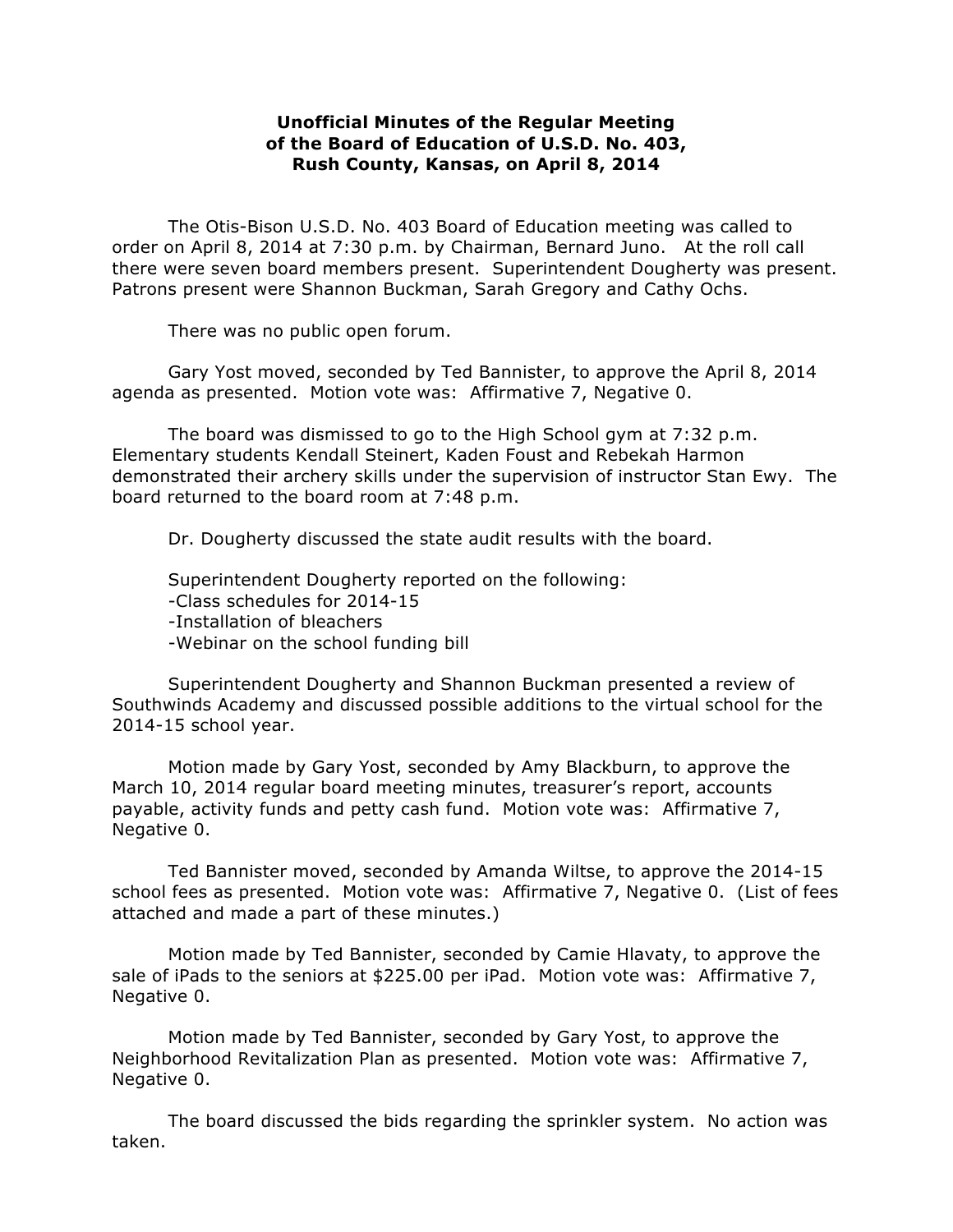# Unofficial Minutes of the Regular Meeting of the Board of Education of U.S.D. No. 403, Rush County, Kansas, on April 8, 2014

The Otis-Bison U.S.D. No. 403 Board of Education meeting was called to order on April 8, 2014 at 7:30 p.m. by Chairman, Bernard Juno. At the roll call there were seven board members present. Superintendent Dougherty was present. Patrons present were Shannon Buckman, Sarah Gregory and Cathy Ochs.

There was no public open forum.

Gary Yost moved, seconded by Ted Bannister, to approve the April 8, 2014 agenda as presented. Motion vote was: Affirmative 7, Negative 0.

The board was dismissed to go to the High School gym at 7:32 p.m. Elementary students Kendall Steinert, Kaden Foust and Rebekah Harmon demonstrated their archery skills under the supervision of instructor Stan Ewy. The board returned to the board room at 7:48 p.m.

Dr. Dougherty discussed the state audit results with the board.

Superintendent Dougherty reported on the following:
-Class schedules for 2014-15
-Installation of bleachers
-Webinar on the school funding bill

Superintendent Dougherty and Shannon Buckman presented a review of Southwinds Academy and discussed possible additions to the virtual school for the 2014-15 school year.

Motion made by Gary Yost, seconded by Amy Blackburn, to approve the March 10, 2014 regular board meeting minutes, treasurer's report, accounts payable, activity funds and petty cash fund. Motion vote was: Affirmative 7, Negative 0.

Ted Bannister moved, seconded by Amanda Wiltse, to approve the 2014-15 school fees as presented. Motion vote was: Affirmative 7, Negative 0. (List of fees attached and made a part of these minutes.)

Motion made by Ted Bannister, seconded by Camie Hlavaty, to approve the sale of iPads to the seniors at $225.00 per iPad. Motion vote was: Affirmative 7, Negative 0.

Motion made by Ted Bannister, seconded by Gary Yost, to approve the Neighborhood Revitalization Plan as presented. Motion vote was: Affirmative 7, Negative 0.

The board discussed the bids regarding the sprinkler system. No action was taken.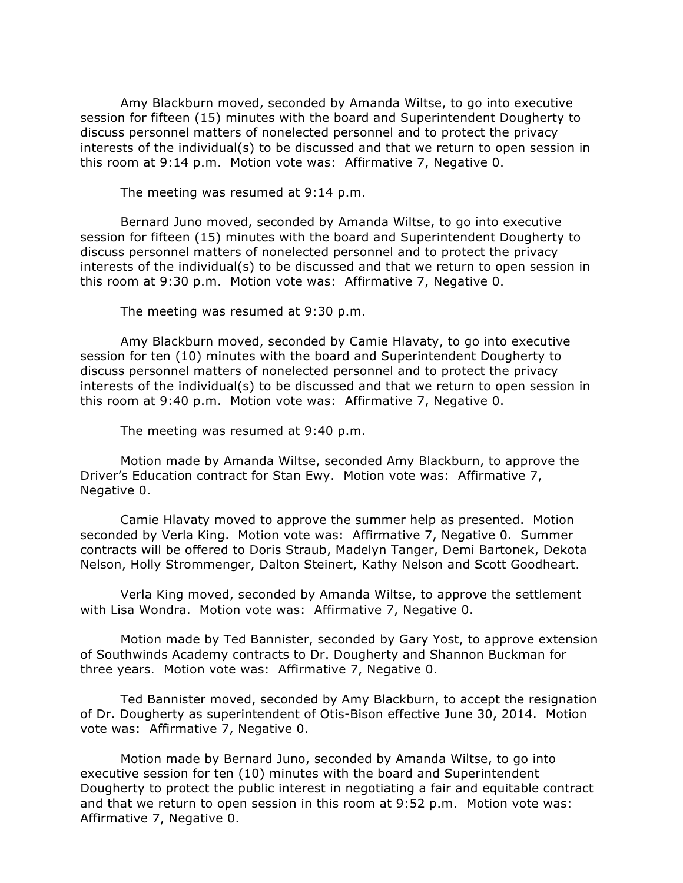Amy Blackburn moved, seconded by Amanda Wiltse, to go into executive session for fifteen (15) minutes with the board and Superintendent Dougherty to discuss personnel matters of nonelected personnel and to protect the privacy interests of the individual(s) to be discussed and that we return to open session in this room at 9:14 p.m. Motion vote was: Affirmative 7, Negative 0.

The meeting was resumed at 9:14 p.m.

Bernard Juno moved, seconded by Amanda Wiltse, to go into executive session for fifteen (15) minutes with the board and Superintendent Dougherty to discuss personnel matters of nonelected personnel and to protect the privacy interests of the individual(s) to be discussed and that we return to open session in this room at 9:30 p.m. Motion vote was: Affirmative 7, Negative 0.

The meeting was resumed at 9:30 p.m.

Amy Blackburn moved, seconded by Camie Hlavaty, to go into executive session for ten (10) minutes with the board and Superintendent Dougherty to discuss personnel matters of nonelected personnel and to protect the privacy interests of the individual(s) to be discussed and that we return to open session in this room at 9:40 p.m. Motion vote was: Affirmative 7, Negative 0.

The meeting was resumed at 9:40 p.m.

Motion made by Amanda Wiltse, seconded Amy Blackburn, to approve the Driver's Education contract for Stan Ewy. Motion vote was: Affirmative 7, Negative 0.

Camie Hlavaty moved to approve the summer help as presented. Motion seconded by Verla King. Motion vote was: Affirmative 7, Negative 0. Summer contracts will be offered to Doris Straub, Madelyn Tanger, Demi Bartonek, Dekota Nelson, Holly Strommenger, Dalton Steinert, Kathy Nelson and Scott Goodheart.

Verla King moved, seconded by Amanda Wiltse, to approve the settlement with Lisa Wondra. Motion vote was: Affirmative 7, Negative 0.

Motion made by Ted Bannister, seconded by Gary Yost, to approve extension of Southwinds Academy contracts to Dr. Dougherty and Shannon Buckman for three years. Motion vote was: Affirmative 7, Negative 0.

Ted Bannister moved, seconded by Amy Blackburn, to accept the resignation of Dr. Dougherty as superintendent of Otis-Bison effective June 30, 2014. Motion vote was: Affirmative 7, Negative 0.

Motion made by Bernard Juno, seconded by Amanda Wiltse, to go into executive session for ten (10) minutes with the board and Superintendent Dougherty to protect the public interest in negotiating a fair and equitable contract and that we return to open session in this room at 9:52 p.m. Motion vote was: Affirmative 7, Negative 0.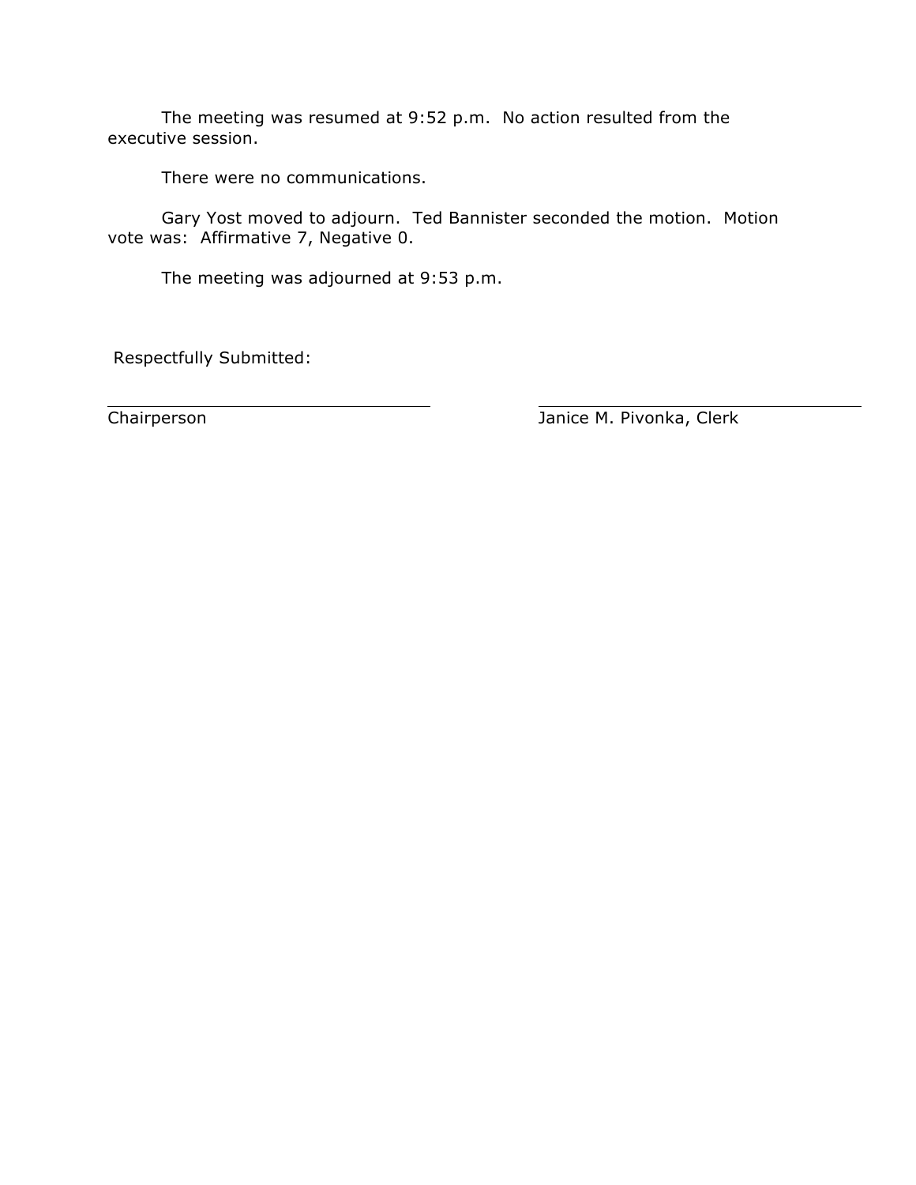The meeting was resumed at 9:52 p.m. No action resulted from the executive session.

There were no communications.

Gary Yost moved to adjourn. Ted Bannister seconded the motion. Motion vote was: Affirmative 7, Negative 0.

The meeting was adjourned at 9:53 p.m.

Respectfully Submitted:

| | |
|---|---|
| \_\_\_\_\_\_\_\_\_\_\_\_\_\_\_\_\_\_\_\_\_\_\_\_\_\_\_\_\_\_ | \_\_\_\_\_\_\_\_\_\_\_\_\_\_\_\_\_\_\_\_\_\_\_\_\_\_\_\_\_\_ |
| Chairperson | Janice M. Pivonka, Clerk |